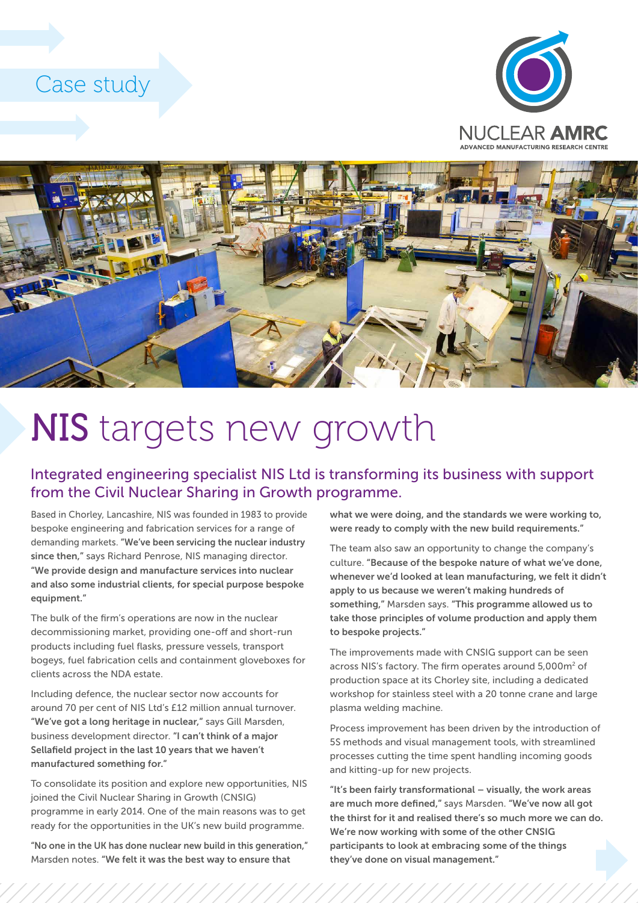Case study

NUCLEAR AMRC
ADVANCED MANUFACTURING RESEARCH CENTRE

# NIS targets new growth

## Integrated engineering specialist NIS Ltd is transforming its business with support from the Civil Nuclear Sharing in Growth programme.

Based in Chorley, Lancashire, NIS was founded in 1983 to provide bespoke engineering and fabrication services for a range of demanding markets. **"We've been servicing the nuclear industry since then,"** says Richard Penrose, NIS managing director. **"We provide design and manufacture services into nuclear and also some industrial clients, for special purpose bespoke equipment."**

The bulk of the firm's operations are now in the nuclear decommissioning market, providing one-off and short-run products including fuel flasks, pressure vessels, transport bogeys, fuel fabrication cells and containment gloveboxes for clients across the NDA estate.

Including defence, the nuclear sector now accounts for around 70 per cent of NIS Ltd's £12 million annual turnover. **"We've got a long heritage in nuclear,"** says Gill Marsden, business development director. **"I can't think of a major Sellafield project in the last 10 years that we haven't manufactured something for."**

To consolidate its position and explore new opportunities, NIS joined the Civil Nuclear Sharing in Growth (CNSIG) programme in early 2014. One of the main reasons was to get ready for the opportunities in the UK's new build programme.

**"No one in the UK has done nuclear new build in this generation,"** Marsden notes. **"We felt it was the best way to ensure that what we were doing, and the standards we were working to, were ready to comply with the new build requirements."**

The team also saw an opportunity to change the company's culture. **"Because of the bespoke nature of what we've done, whenever we'd looked at lean manufacturing, we felt it didn't apply to us because we weren't making hundreds of something,"** Marsden says. **"This programme allowed us to take those principles of volume production and apply them to bespoke projects."**

The improvements made with CNSIG support can be seen across NIS's factory. The firm operates around 5,000m$^2$ of production space at its Chorley site, including a dedicated workshop for stainless steel with a 20 tonne crane and large plasma welding machine.

Process improvement has been driven by the introduction of 5S methods and visual management tools, with streamlined processes cutting the time spent handling incoming goods and kitting-up for new projects.

**"It's been fairly transformational – visually, the work areas are much more defined,"** says Marsden. **"We've now all got the thirst for it and realised there's so much more we can do. We're now working with some of the other CNSIG participants to look at embracing some of the things they've done on visual management."**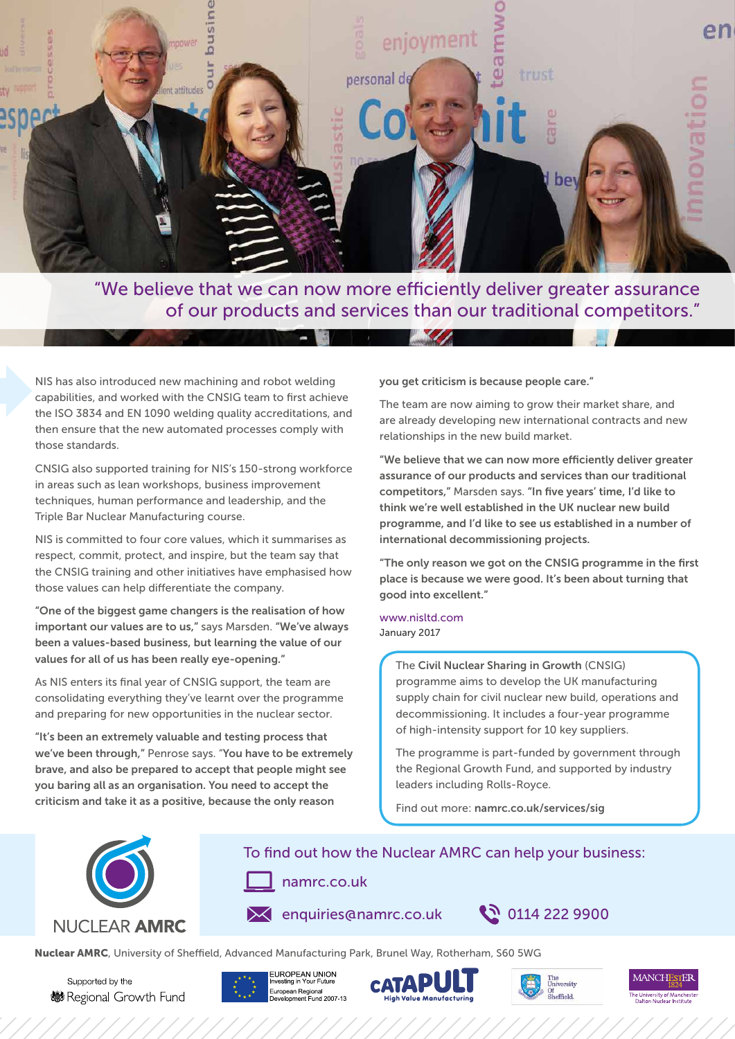"We believe that we can now more efficiently deliver greater assurance of our products and services than our traditional competitors."

NIS has also introduced new machining and robot welding capabilities, and worked with the CNSIG team to first achieve the ISO 3834 and EN 1090 welding quality accreditations, and then ensure that the new automated processes comply with those standards.

CNSIG also supported training for NIS's 150-strong workforce in areas such as lean workshops, business improvement techniques, human performance and leadership, and the Triple Bar Nuclear Manufacturing course.

NIS is committed to four core values, which it summarises as respect, commit, protect, and inspire, but the team say that the CNSIG training and other initiatives have emphasised how those values can help differentiate the company.

**"One of the biggest game changers is the realisation of how important our values are to us,"** says Marsden. **"We've always been a values-based business, but learning the value of our values for all of us has been really eye-opening."**

As NIS enters its final year of CNSIG support, the team are consolidating everything they've learnt over the programme and preparing for new opportunities in the nuclear sector.

**"It's been an extremely valuable and testing process that we've been through,"** Penrose says. **"You have to be extremely brave, and also be prepared to accept that people might see you baring all as an organisation. You need to accept the criticism and take it as a positive, because the only reason you get criticism is because people care."**

The team are now aiming to grow their market share, and are already developing new international contracts and new relationships in the new build market.

**"We believe that we can now more efficiently deliver greater assurance of our products and services than our traditional competitors,"** Marsden says. **"In five years' time, I'd like to think we're well established in the UK nuclear new build programme, and I'd like to see us established in a number of international decommissioning projects.**

**"The only reason we got on the CNSIG programme in the first place is because we were good. It's been about turning that good into excellent."**

www.nisltd.com
January 2017

The **Civil Nuclear Sharing in Growth** (CNSIG) programme aims to develop the UK manufacturing supply chain for civil nuclear new build, operations and decommissioning. It includes a four-year programme of high-intensity support for 10 key suppliers.

The programme is part-funded by government through the Regional Growth Fund, and supported by industry leaders including Rolls-Royce.

Find out more: **namrc.co.uk/services/sig**

NUCLEAR AMRC

To find out how the Nuclear AMRC can help your business:

namrc.co.uk

enquiries@namrc.co.uk

0114 222 9900

**Nuclear AMRC**, University of Sheffield, Advanced Manufacturing Park, Brunel Way, Rotherham, S60 5WG

Supported by the Regional Growth Fund

EUROPEAN UNION Investing in Your Future European Regional Development Fund 2007-13

CATAPULT High Value Manufacturing

The University Of Sheffield.

MANCHESTER 1824 The University of Manchester Dalton Nuclear Institute